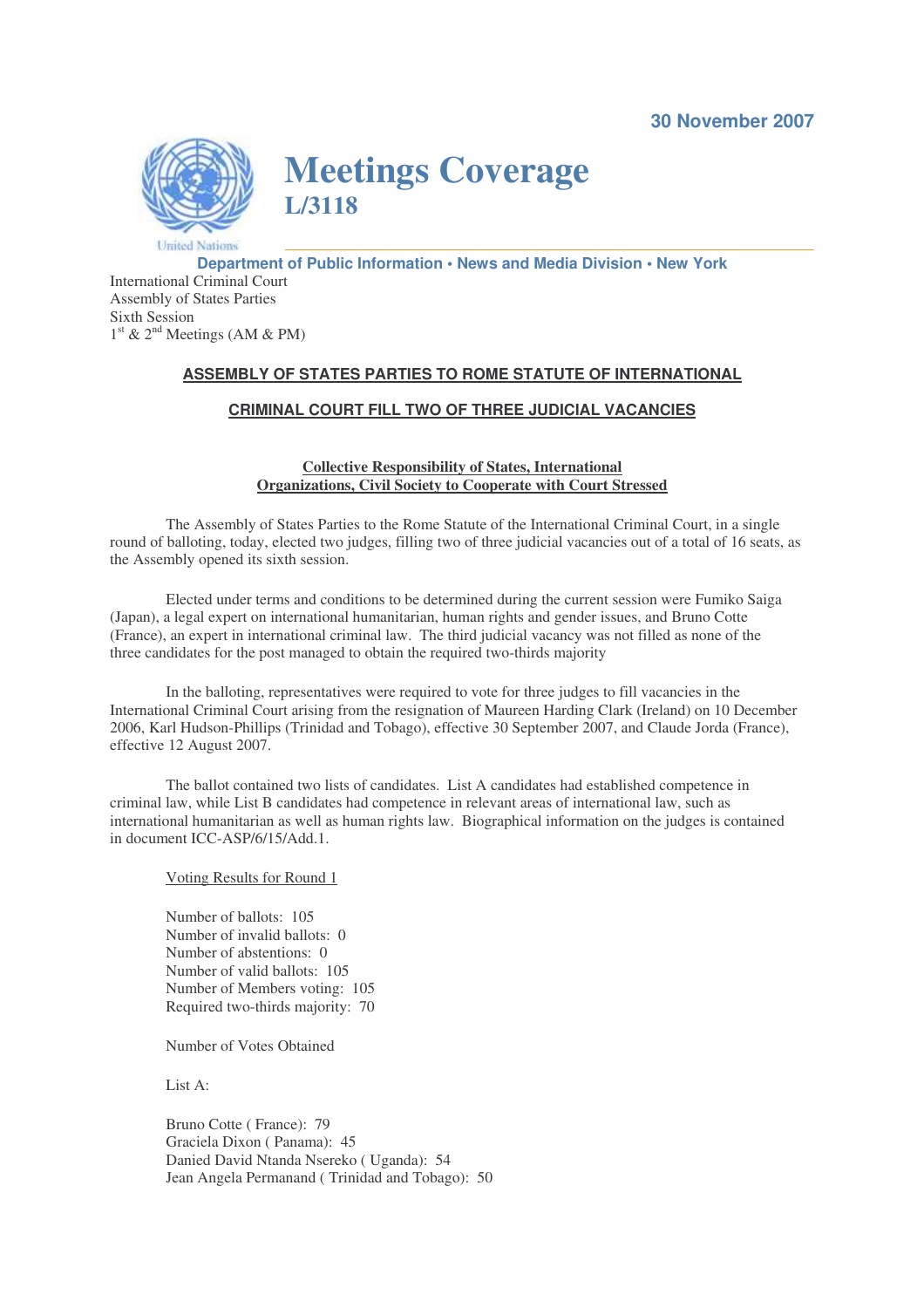30 November 2007

# Meetings Coverage
## L/3118

**Department of Public Information • News and Media Division • New York**

International Criminal Court
Assembly of States Parties
Sixth Session
1st & 2nd Meetings (AM & PM)

## ASSEMBLY OF STATES PARTIES TO ROME STATUTE OF INTERNATIONAL CRIMINAL COURT FILL TWO OF THREE JUDICIAL VACANCIES

### Collective Responsibility of States, International Organizations, Civil Society to Cooperate with Court Stressed

The Assembly of States Parties to the Rome Statute of the International Criminal Court, in a single round of balloting, today, elected two judges, filling two of three judicial vacancies out of a total of 16 seats, as the Assembly opened its sixth session.

Elected under terms and conditions to be determined during the current session were Fumiko Saiga (Japan), a legal expert on international humanitarian, human rights and gender issues, and Bruno Cotte (France), an expert in international criminal law. The third judicial vacancy was not filled as none of the three candidates for the post managed to obtain the required two-thirds majority

In the balloting, representatives were required to vote for three judges to fill vacancies in the International Criminal Court arising from the resignation of Maureen Harding Clark (Ireland) on 10 December 2006, Karl Hudson-Phillips (Trinidad and Tobago), effective 30 September 2007, and Claude Jorda (France), effective 12 August 2007.

The ballot contained two lists of candidates. List A candidates had established competence in criminal law, while List B candidates had competence in relevant areas of international law, such as international humanitarian as well as human rights law. Biographical information on the judges is contained in document ICC-ASP/6/15/Add.1.

Voting Results for Round 1

Number of ballots: 105
Number of invalid ballots: 0
Number of abstentions: 0
Number of valid ballots: 105
Number of Members voting: 105
Required two-thirds majority: 70

Number of Votes Obtained

List A:

Bruno Cotte ( France): 79
Graciela Dixon ( Panama): 45
Danied David Ntanda Nsereko ( Uganda): 54
Jean Angela Permanand ( Trinidad and Tobago): 50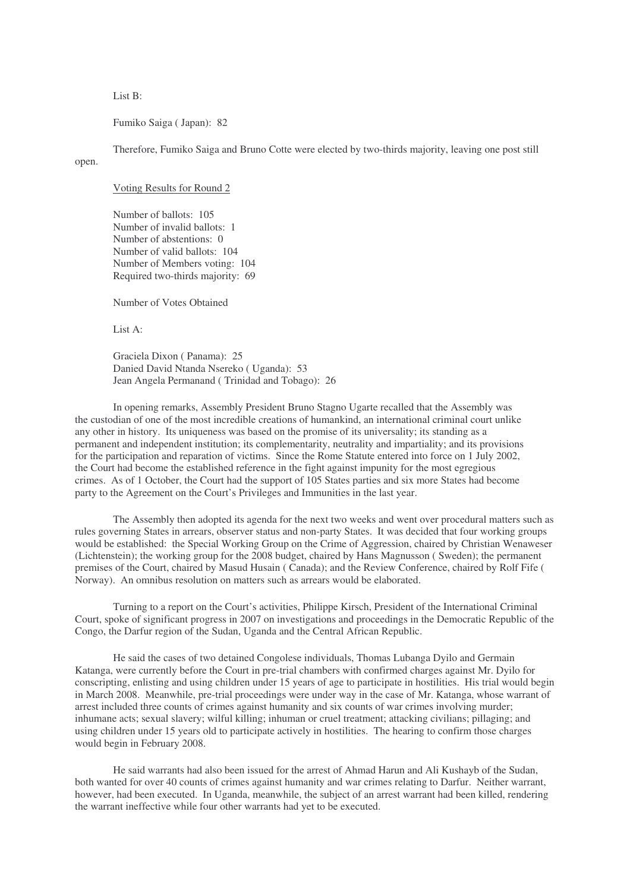List B:

Fumiko Saiga ( Japan): 82

Therefore, Fumiko Saiga and Bruno Cotte were elected by two-thirds majority, leaving one post still open.

Voting Results for Round 2

Number of ballots: 105
Number of invalid ballots: 1
Number of abstentions: 0
Number of valid ballots: 104
Number of Members voting: 104
Required two-thirds majority: 69

Number of Votes Obtained

List A:

Graciela Dixon ( Panama): 25
Danied David Ntanda Nsereko ( Uganda): 53
Jean Angela Permanand ( Trinidad and Tobago): 26

In opening remarks, Assembly President Bruno Stagno Ugarte recalled that the Assembly was the custodian of one of the most incredible creations of humankind, an international criminal court unlike any other in history. Its uniqueness was based on the promise of its universality; its standing as a permanent and independent institution; its complementarity, neutrality and impartiality; and its provisions for the participation and reparation of victims. Since the Rome Statute entered into force on 1 July 2002, the Court had become the established reference in the fight against impunity for the most egregious crimes. As of 1 October, the Court had the support of 105 States parties and six more States had become party to the Agreement on the Court's Privileges and Immunities in the last year.

The Assembly then adopted its agenda for the next two weeks and went over procedural matters such as rules governing States in arrears, observer status and non-party States. It was decided that four working groups would be established: the Special Working Group on the Crime of Aggression, chaired by Christian Wenaweser (Lichtenstein); the working group for the 2008 budget, chaired by Hans Magnusson ( Sweden); the permanent premises of the Court, chaired by Masud Husain ( Canada); and the Review Conference, chaired by Rolf Fife ( Norway). An omnibus resolution on matters such as arrears would be elaborated.

Turning to a report on the Court's activities, Philippe Kirsch, President of the International Criminal Court, spoke of significant progress in 2007 on investigations and proceedings in the Democratic Republic of the Congo, the Darfur region of the Sudan, Uganda and the Central African Republic.

He said the cases of two detained Congolese individuals, Thomas Lubanga Dyilo and Germain Katanga, were currently before the Court in pre-trial chambers with confirmed charges against Mr. Dyilo for conscripting, enlisting and using children under 15 years of age to participate in hostilities. His trial would begin in March 2008. Meanwhile, pre-trial proceedings were under way in the case of Mr. Katanga, whose warrant of arrest included three counts of crimes against humanity and six counts of war crimes involving murder; inhumane acts; sexual slavery; wilful killing; inhuman or cruel treatment; attacking civilians; pillaging; and using children under 15 years old to participate actively in hostilities. The hearing to confirm those charges would begin in February 2008.

He said warrants had also been issued for the arrest of Ahmad Harun and Ali Kushayb of the Sudan, both wanted for over 40 counts of crimes against humanity and war crimes relating to Darfur. Neither warrant, however, had been executed. In Uganda, meanwhile, the subject of an arrest warrant had been killed, rendering the warrant ineffective while four other warrants had yet to be executed.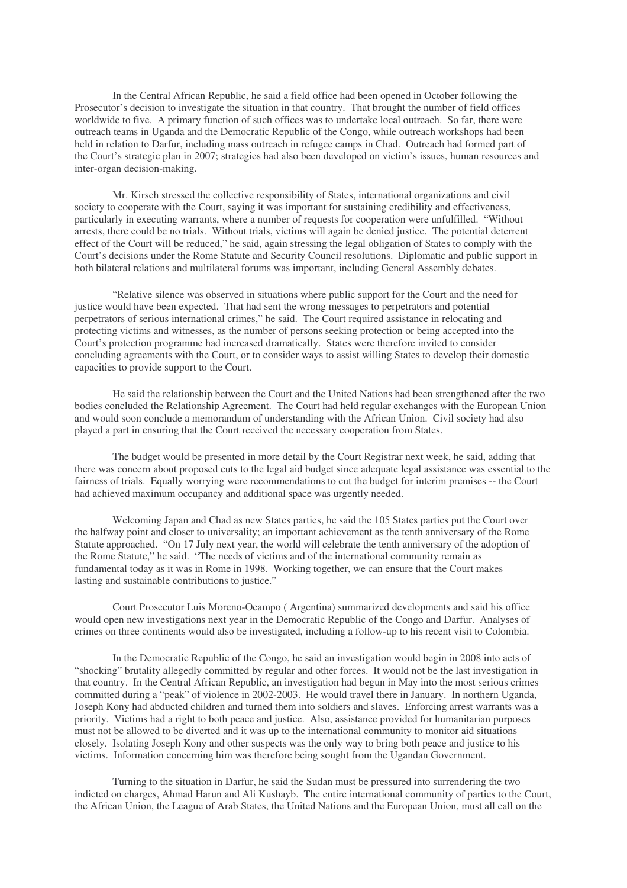In the Central African Republic, he said a field office had been opened in October following the Prosecutor's decision to investigate the situation in that country. That brought the number of field offices worldwide to five. A primary function of such offices was to undertake local outreach. So far, there were outreach teams in Uganda and the Democratic Republic of the Congo, while outreach workshops had been held in relation to Darfur, including mass outreach in refugee camps in Chad. Outreach had formed part of the Court's strategic plan in 2007; strategies had also been developed on victim's issues, human resources and inter-organ decision-making.

Mr. Kirsch stressed the collective responsibility of States, international organizations and civil society to cooperate with the Court, saying it was important for sustaining credibility and effectiveness, particularly in executing warrants, where a number of requests for cooperation were unfulfilled. "Without arrests, there could be no trials. Without trials, victims will again be denied justice. The potential deterrent effect of the Court will be reduced," he said, again stressing the legal obligation of States to comply with the Court's decisions under the Rome Statute and Security Council resolutions. Diplomatic and public support in both bilateral relations and multilateral forums was important, including General Assembly debates.

"Relative silence was observed in situations where public support for the Court and the need for justice would have been expected. That had sent the wrong messages to perpetrators and potential perpetrators of serious international crimes," he said. The Court required assistance in relocating and protecting victims and witnesses, as the number of persons seeking protection or being accepted into the Court's protection programme had increased dramatically. States were therefore invited to consider concluding agreements with the Court, or to consider ways to assist willing States to develop their domestic capacities to provide support to the Court.

He said the relationship between the Court and the United Nations had been strengthened after the two bodies concluded the Relationship Agreement. The Court had held regular exchanges with the European Union and would soon conclude a memorandum of understanding with the African Union. Civil society had also played a part in ensuring that the Court received the necessary cooperation from States.

The budget would be presented in more detail by the Court Registrar next week, he said, adding that there was concern about proposed cuts to the legal aid budget since adequate legal assistance was essential to the fairness of trials. Equally worrying were recommendations to cut the budget for interim premises -- the Court had achieved maximum occupancy and additional space was urgently needed.

Welcoming Japan and Chad as new States parties, he said the 105 States parties put the Court over the halfway point and closer to universality; an important achievement as the tenth anniversary of the Rome Statute approached. "On 17 July next year, the world will celebrate the tenth anniversary of the adoption of the Rome Statute," he said. "The needs of victims and of the international community remain as fundamental today as it was in Rome in 1998. Working together, we can ensure that the Court makes lasting and sustainable contributions to justice."

Court Prosecutor Luis Moreno-Ocampo ( Argentina) summarized developments and said his office would open new investigations next year in the Democratic Republic of the Congo and Darfur. Analyses of crimes on three continents would also be investigated, including a follow-up to his recent visit to Colombia.

In the Democratic Republic of the Congo, he said an investigation would begin in 2008 into acts of "shocking" brutality allegedly committed by regular and other forces. It would not be the last investigation in that country. In the Central African Republic, an investigation had begun in May into the most serious crimes committed during a "peak" of violence in 2002-2003. He would travel there in January. In northern Uganda, Joseph Kony had abducted children and turned them into soldiers and slaves. Enforcing arrest warrants was a priority. Victims had a right to both peace and justice. Also, assistance provided for humanitarian purposes must not be allowed to be diverted and it was up to the international community to monitor aid situations closely. Isolating Joseph Kony and other suspects was the only way to bring both peace and justice to his victims. Information concerning him was therefore being sought from the Ugandan Government.

Turning to the situation in Darfur, he said the Sudan must be pressured into surrendering the two indicted on charges, Ahmad Harun and Ali Kushayb. The entire international community of parties to the Court, the African Union, the League of Arab States, the United Nations and the European Union, must all call on the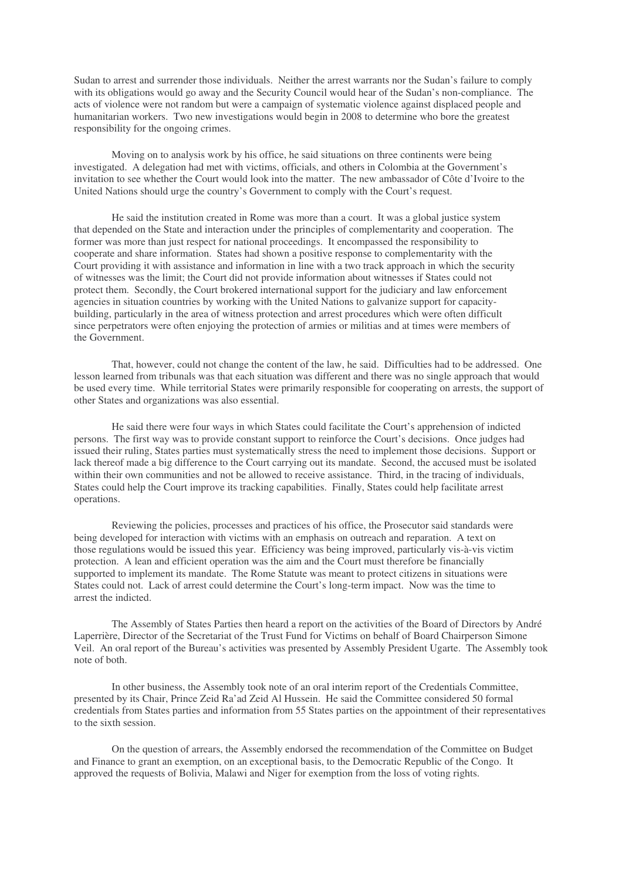Sudan to arrest and surrender those individuals. Neither the arrest warrants nor the Sudan's failure to comply with its obligations would go away and the Security Council would hear of the Sudan's non-compliance. The acts of violence were not random but were a campaign of systematic violence against displaced people and humanitarian workers. Two new investigations would begin in 2008 to determine who bore the greatest responsibility for the ongoing crimes.

Moving on to analysis work by his office, he said situations on three continents were being investigated. A delegation had met with victims, officials, and others in Colombia at the Government's invitation to see whether the Court would look into the matter. The new ambassador of Côte d'Ivoire to the United Nations should urge the country's Government to comply with the Court's request.

He said the institution created in Rome was more than a court. It was a global justice system that depended on the State and interaction under the principles of complementarity and cooperation. The former was more than just respect for national proceedings. It encompassed the responsibility to cooperate and share information. States had shown a positive response to complementarity with the Court providing it with assistance and information in line with a two track approach in which the security of witnesses was the limit; the Court did not provide information about witnesses if States could not protect them. Secondly, the Court brokered international support for the judiciary and law enforcement agencies in situation countries by working with the United Nations to galvanize support for capacity-building, particularly in the area of witness protection and arrest procedures which were often difficult since perpetrators were often enjoying the protection of armies or militias and at times were members of the Government.

That, however, could not change the content of the law, he said. Difficulties had to be addressed. One lesson learned from tribunals was that each situation was different and there was no single approach that would be used every time. While territorial States were primarily responsible for cooperating on arrests, the support of other States and organizations was also essential.

He said there were four ways in which States could facilitate the Court's apprehension of indicted persons. The first way was to provide constant support to reinforce the Court's decisions. Once judges had issued their ruling, States parties must systematically stress the need to implement those decisions. Support or lack thereof made a big difference to the Court carrying out its mandate. Second, the accused must be isolated within their own communities and not be allowed to receive assistance. Third, in the tracing of individuals, States could help the Court improve its tracking capabilities. Finally, States could help facilitate arrest operations.

Reviewing the policies, processes and practices of his office, the Prosecutor said standards were being developed for interaction with victims with an emphasis on outreach and reparation. A text on those regulations would be issued this year. Efficiency was being improved, particularly vis-à-vis victim protection. A lean and efficient operation was the aim and the Court must therefore be financially supported to implement its mandate. The Rome Statute was meant to protect citizens in situations were States could not. Lack of arrest could determine the Court's long-term impact. Now was the time to arrest the indicted.

The Assembly of States Parties then heard a report on the activities of the Board of Directors by André Laperrière, Director of the Secretariat of the Trust Fund for Victims on behalf of Board Chairperson Simone Veil. An oral report of the Bureau's activities was presented by Assembly President Ugarte. The Assembly took note of both.

In other business, the Assembly took note of an oral interim report of the Credentials Committee, presented by its Chair, Prince Zeid Ra'ad Zeid Al Hussein. He said the Committee considered 50 formal credentials from States parties and information from 55 States parties on the appointment of their representatives to the sixth session.

On the question of arrears, the Assembly endorsed the recommendation of the Committee on Budget and Finance to grant an exemption, on an exceptional basis, to the Democratic Republic of the Congo. It approved the requests of Bolivia, Malawi and Niger for exemption from the loss of voting rights.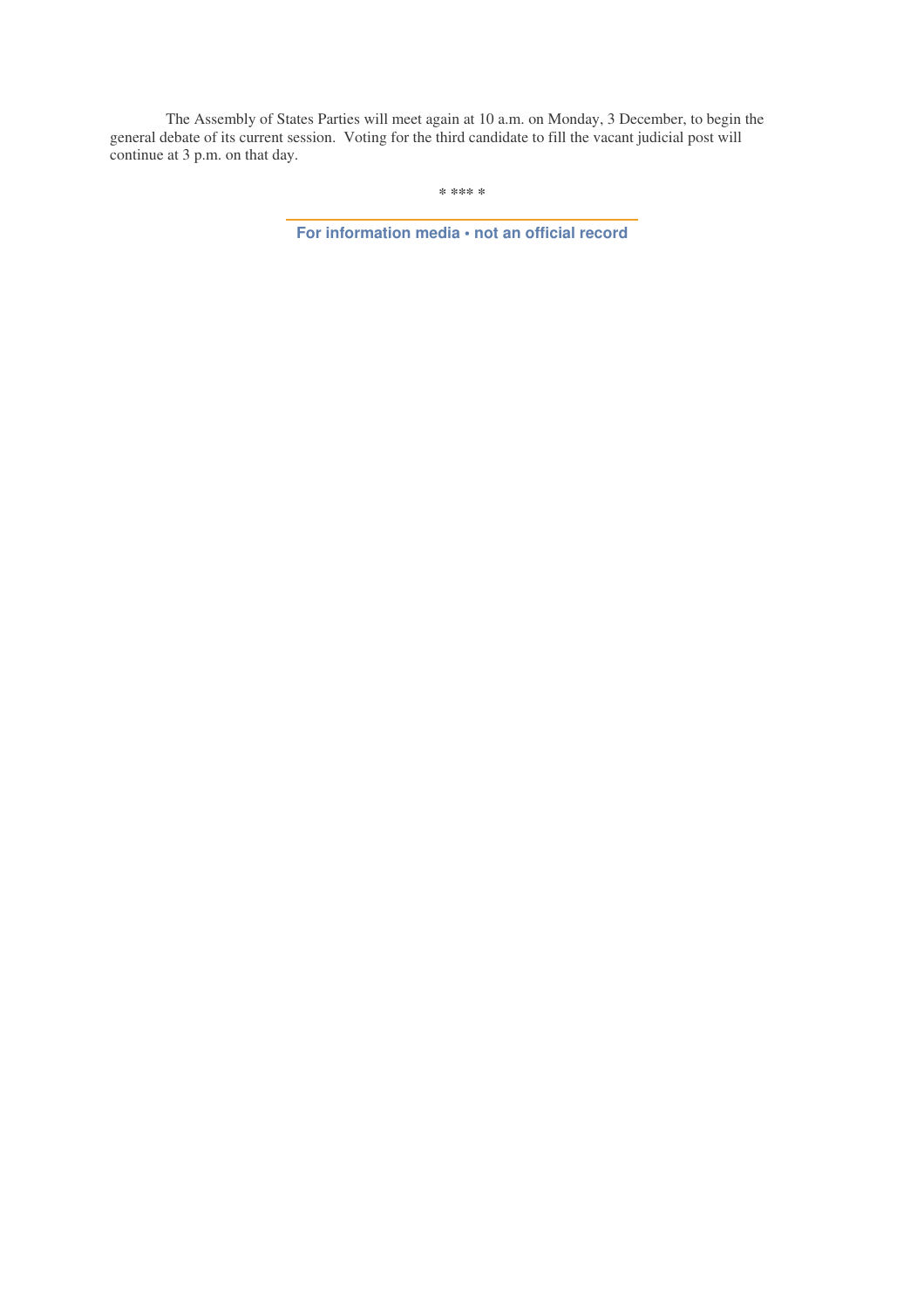The Assembly of States Parties will meet again at 10 a.m. on Monday, 3 December, to begin the general debate of its current session. Voting for the third candidate to fill the vacant judicial post will continue at 3 p.m. on that day.

* *** *

**For information media • not an official record**